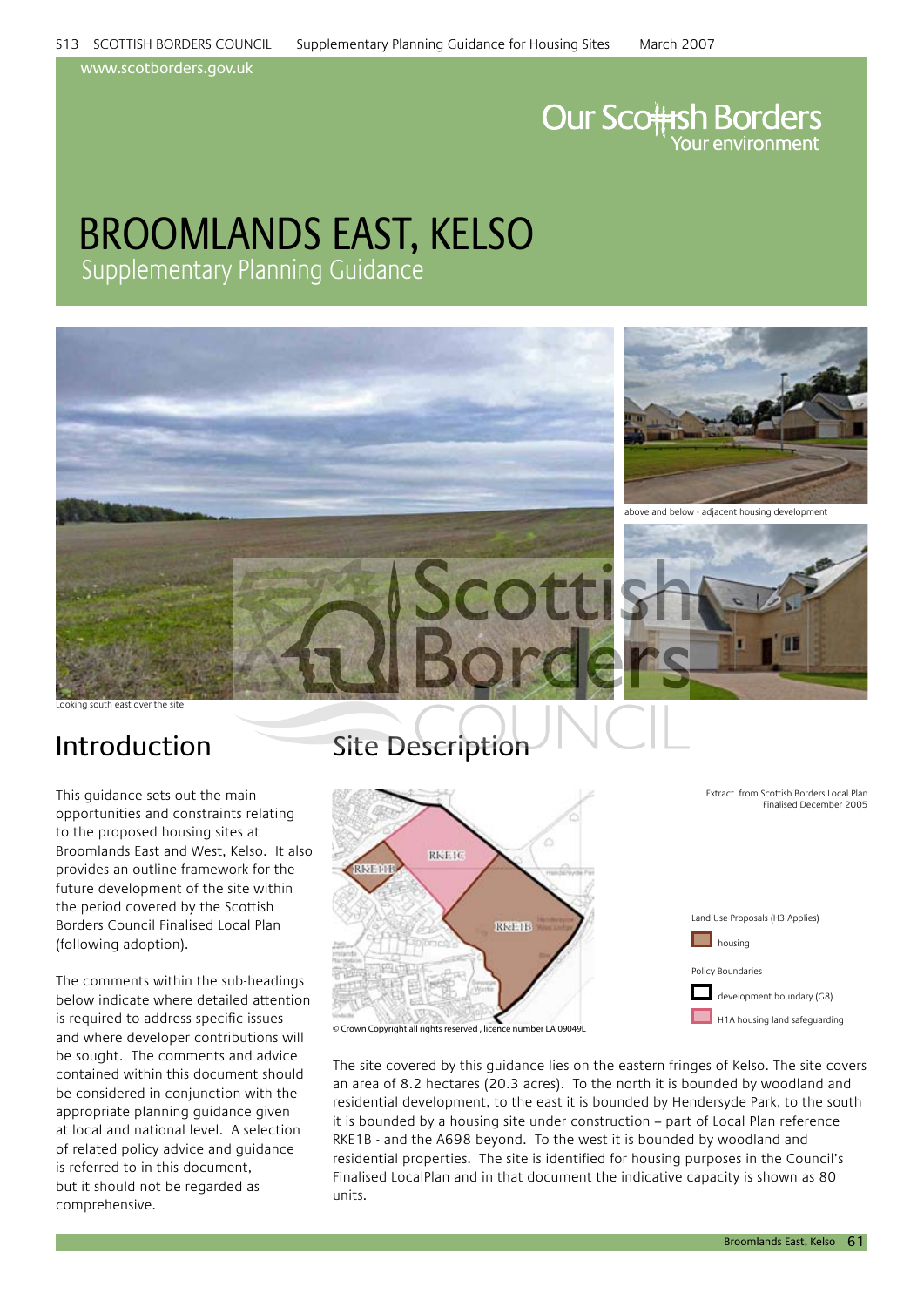# BROOMLANDS EAST, KELSO

## Supplementary Planning Guidance

above and below - adjacent housing development

Looking south east over the site

## Introduction

This guidance sets out the main opportunities and constraints relating to the proposed housing sites at Broomlands East and West, Kelso. It also provides an outline framework for the future development of the site within the period covered by the Scottish Borders Council Finalised Local Plan (following adoption).

The comments within the sub-headings below indicate where detailed attention is required to address specific issues and where developer contributions will be sought. The comments and advice contained within this document should be considered in conjunction with the appropriate planning guidance given at local and national level. A selection of related policy advice and guidance is referred to in this document, but it should not be regarded as comprehensive.

## Site Description

Extract from Scottish Borders Local Plan Finalised December 2005

Land Use Proposals (H3 Applies)
- housing

Policy Boundaries
- development boundary (G8)
- H1A housing land safeguarding

© Crown Copyright all rights reserved, licence number LA 09049L

The site covered by this guidance lies on the eastern fringes of Kelso. The site covers an area of 8.2 hectares (20.3 acres). To the north it is bounded by woodland and residential development, to the east it is bounded by Hendersyde Park, to the south it is bounded by a housing site under construction – part of Local Plan reference RKE1B - and the A698 beyond. To the west it is bounded by woodland and residential properties. The site is identified for housing purposes in the Council's Finalised LocalPlan and in that document the indicative capacity is shown as 80 units.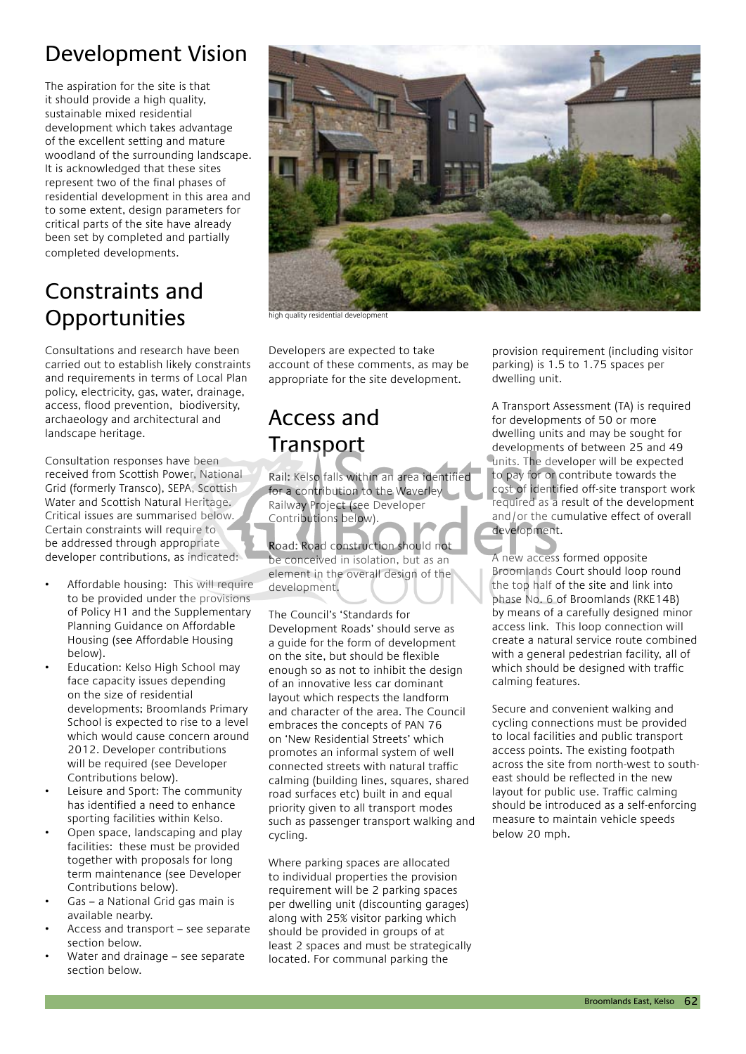## Development Vision

The aspiration for the site is that it should provide a high quality, sustainable mixed residential development which takes advantage of the excellent setting and mature woodland of the surrounding landscape. It is acknowledged that these sites represent two of the final phases of residential development in this area and to some extent, design parameters for critical parts of the site have already been set by completed and partially completed developments.

high quality residential development

## Constraints and Opportunities

Consultations and research have been carried out to establish likely constraints and requirements in terms of Local Plan policy, electricity, gas, water, drainage, access, flood prevention, biodiversity, archaeology and architectural and landscape heritage.

Consultation responses have been received from Scottish Power, National Grid (formerly Transco), SEPA, Scottish Water and Scottish Natural Heritage. Critical issues are summarised below. Certain constraints will require to be addressed through appropriate developer contributions, as indicated:

- Affordable housing: This will require to be provided under the provisions of Policy H1 and the Supplementary Planning Guidance on Affordable Housing (see Affordable Housing below).
- Education: Kelso High School may face capacity issues depending on the size of residential developments; Broomlands Primary School is expected to rise to a level which would cause concern around 2012. Developer contributions will be required (see Developer Contributions below).
- Leisure and Sport: The community has identified a need to enhance sporting facilities within Kelso.
- Open space, landscaping and play facilities: these must be provided together with proposals for long term maintenance (see Developer Contributions below).
- Gas – a National Grid gas main is available nearby.
- Access and transport – see separate section below.
- Water and drainage – see separate section below.

Developers are expected to take account of these comments, as may be appropriate for the site development.

## Access and Transport

**Rail:** Kelso falls within an area identified for a contribution to the Waverley Railway Project (see Developer Contributions below).

**Road:** Road construction should not be conceived in isolation, but as an element in the overall design of the development.

The Council's 'Standards for Development Roads' should serve as a guide for the form of development on the site, but should be flexible enough so as not to inhibit the design of an innovative less car dominant layout which respects the landform and character of the area. The Council embraces the concepts of PAN 76 on 'New Residential Streets' which promotes an informal system of well connected streets with natural traffic calming (building lines, squares, shared road surfaces etc) built in and equal priority given to all transport modes such as passenger transport walking and cycling.

Where parking spaces are allocated to individual properties the provision requirement will be 2 parking spaces per dwelling unit (discounting garages) along with 25% visitor parking which should be provided in groups of at least 2 spaces and must be strategically located. For communal parking the provision requirement (including visitor parking) is 1.5 to 1.75 spaces per dwelling unit.

A Transport Assessment (TA) is required for developments of 50 or more dwelling units and may be sought for developments of between 25 and 49 units. The developer will be expected to pay for or contribute towards the cost of identified off-site transport work required as a result of the development and/or the cumulative effect of overall development.

A new access formed opposite Broomlands Court should loop round the top half of the site and link into phase No. 6 of Broomlands (RKE14B) by means of a carefully designed minor access link. This loop connection will create a natural service route combined with a general pedestrian facility, all of which should be designed with traffic calming features.

Secure and convenient walking and cycling connections must be provided to local facilities and public transport access points. The existing footpath across the site from north-west to south-east should be reflected in the new layout for public use. Traffic calming should be introduced as a self-enforcing measure to maintain vehicle speeds below 20 mph.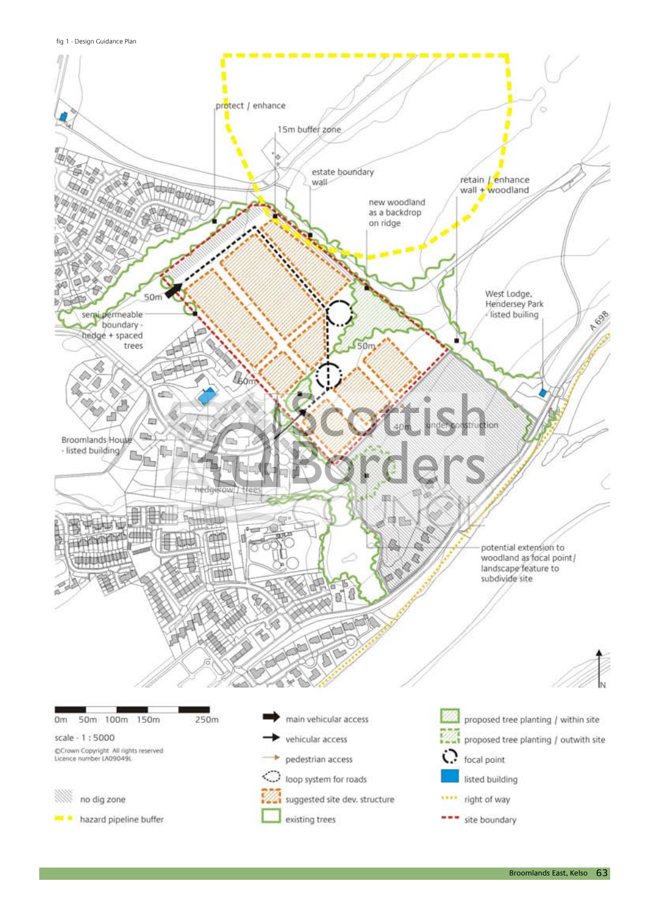fig 1 - Design Guidance Plan

protect / enhance

15m buffer zone

estate boundary wall

retain / enhance wall + woodland

new woodland as a backdrop on ridge

West Lodge, Hendersey Park - listed builing

A 698

50m

semi permeable boundary - hedge + spaced trees

50m

60m

40m

under construction

Broomlands House - listed building

hedgerow / trees

potential extension to woodland as focal point/ landscape feature to subdivide site

N

0m 50m 100m 150m 250m

scale - 1 : 5000

©Crown Copyright All rights reserved
Licence number LA09049L

- no dig zone
- hazard pipeline buffer
- main vehicular access
- vehicular access
- pedestrian access
- loop system for roads
- suggested site dev. structure
- existing trees
- proposed tree planting / within site
- proposed tree planting / outwith site
- focal point
- listed building
- right of way
- site boundary

Broomlands East, Kelso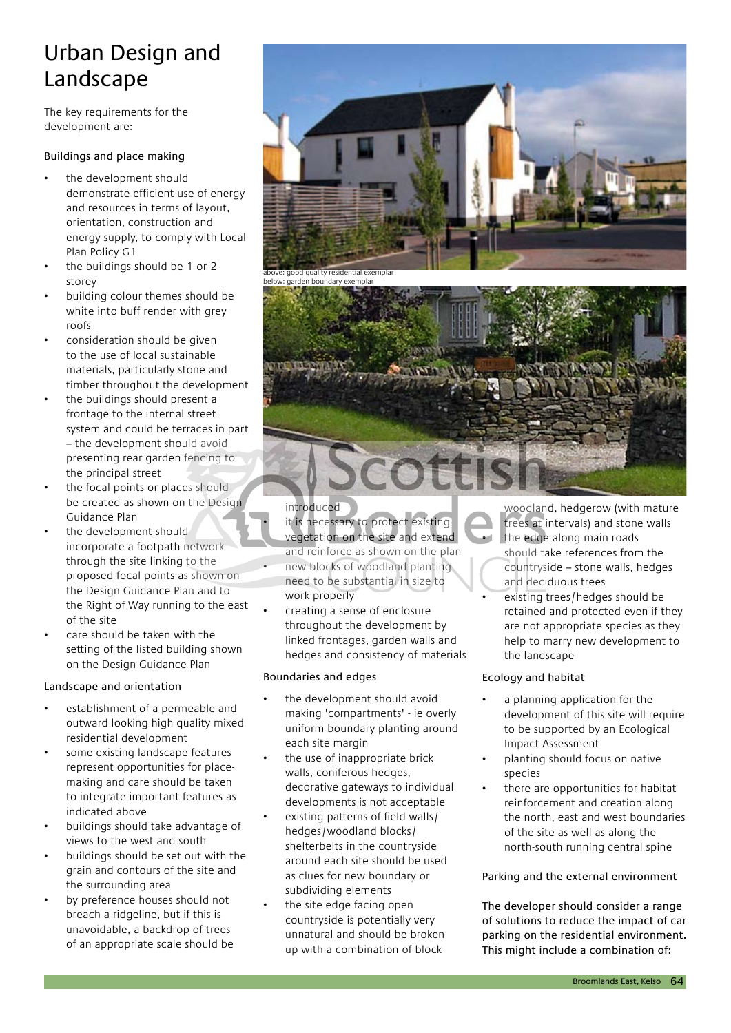# Urban Design and Landscape

The key requirements for the development are:

### Buildings and place making

- the development should demonstrate efficient use of energy and resources in terms of layout, orientation, construction and energy supply, to comply with Local Plan Policy G1
- the buildings should be 1 or 2 storey
- building colour themes should be white into buff render with grey roofs
- consideration should be given to the use of local sustainable materials, particularly stone and timber throughout the development
- the buildings should present a frontage to the internal street system and could be terraces in part – the development should avoid presenting rear garden fencing to the principal street
- the focal points or places should be created as shown on the Design Guidance Plan
- the development should incorporate a footpath network through the site linking to the proposed focal points as shown on the Design Guidance Plan and to the Right of Way running to the east of the site
- care should be taken with the setting of the listed building shown on the Design Guidance Plan

### Landscape and orientation

- establishment of a permeable and outward looking high quality mixed residential development
- some existing landscape features represent opportunities for place-making and care should be taken to integrate important features as indicated above
- buildings should take advantage of views to the west and south
- buildings should be set out with the grain and contours of the site and the surrounding area
- by preference houses should not breach a ridgeline, but if this is unavoidable, a backdrop of trees of an appropriate scale should be introduced
- it is necessary to protect existing vegetation on the site and extend and reinforce as shown on the plan
- new blocks of woodland planting need to be substantial in size to work properly
- creating a sense of enclosure throughout the development by linked frontages, garden walls and hedges and consistency of materials

above: good quality residential exemplar
below: garden boundary exemplar

### Boundaries and edges

- the development should avoid making 'compartments' - ie overly uniform boundary planting around each site margin
- the use of inappropriate brick walls, coniferous hedges, decorative gateways to individual developments is not acceptable
- existing patterns of field walls/ hedges/woodland blocks/ shelterbelts in the countryside around each site should be used as clues for new boundary or subdividing elements
- the site edge facing open countryside is potentially very unnatural and should be broken up with a combination of block woodland, hedgerow (with mature trees at intervals) and stone walls
- the edge along main roads should take references from the countryside – stone walls, hedges and deciduous trees
- existing trees/hedges should be retained and protected even if they are not appropriate species as they help to marry new development to the landscape

### Ecology and habitat

- a planning application for the development of this site will require to be supported by an Ecological Impact Assessment
- planting should focus on native species
- there are opportunities for habitat reinforcement and creation along the north, east and west boundaries of the site as well as along the north-south running central spine

### Parking and the external environment

The developer should consider a range of solutions to reduce the impact of car parking on the residential environment. This might include a combination of: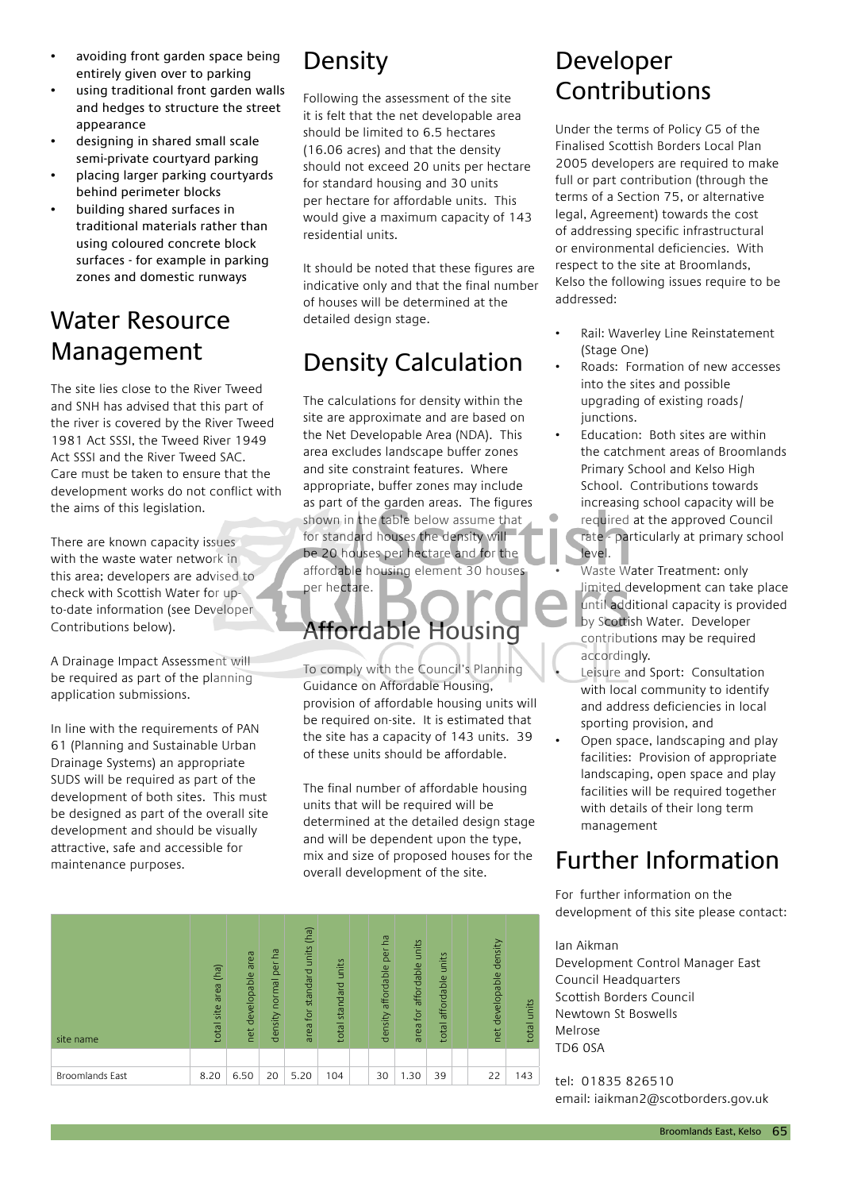- avoiding front garden space being entirely given over to parking
- using traditional front garden walls and hedges to structure the street appearance
- designing in shared small scale semi-private courtyard parking
- placing larger parking courtyards behind perimeter blocks
- building shared surfaces in traditional materials rather than using coloured concrete block surfaces - for example in parking zones and domestic runways

## Water Resource Management

The site lies close to the River Tweed and SNH has advised that this part of the river is covered by the River Tweed 1981 Act SSSI, the Tweed River 1949 Act SSSI and the River Tweed SAC. Care must be taken to ensure that the development works do not conflict with the aims of this legislation.

There are known capacity issues with the waste water network in this area; developers are advised to check with Scottish Water for up-to-date information (see Developer Contributions below).

A Drainage Impact Assessment will be required as part of the planning application submissions.

In line with the requirements of PAN 61 (Planning and Sustainable Urban Drainage Systems) an appropriate SUDS will be required as part of the development of both sites. This must be designed as part of the overall site development and should be visually attractive, safe and accessible for maintenance purposes.

## Density

Following the assessment of the site it is felt that the net developable area should be limited to 6.5 hectares (16.06 acres) and that the density should not exceed 20 units per hectare for standard housing and 30 units per hectare for affordable units. This would give a maximum capacity of 143 residential units.

It should be noted that these figures are indicative only and that the final number of houses will be determined at the detailed design stage.

## Density Calculation

The calculations for density within the site are approximate and are based on the Net Developable Area (NDA). This area excludes landscape buffer zones and site constraint features. Where appropriate, buffer zones may include as part of the garden areas. The figures shown in the table below assume that for standard houses the density will be 20 houses per hectare and for the affordable housing element 30 houses per hectare.

## Affordable Housing

To comply with the Council's Planning Guidance on Affordable Housing, provision of affordable housing units will be required on-site. It is estimated that the site has a capacity of 143 units. 39 of these units should be affordable.

The final number of affordable housing units that will be required will be determined at the detailed design stage and will be dependent upon the type, mix and size of proposed houses for the overall development of the site.

| site name | total site area (ha) | net developable area | density normal per ha | area for standard units (ha) | total standard units | | density affordable per ha | area for affordable units | total affordable units | | net developable density | total units |
|---|---|---|---|---|---|---|---|---|---|---|---|---|
| | | | | | | | | | | | | |
| Broomlands East | 8.20 | 6.50 | 20 | 5.20 | 104 | | 30 | 1.30 | 39 | | 22 | 143 |

## Developer Contributions

Under the terms of Policy G5 of the Finalised Scottish Borders Local Plan 2005 developers are required to make full or part contribution (through the terms of a Section 75, or alternative legal, Agreement) towards the cost of addressing specific infrastructural or environmental deficiencies. With respect to the site at Broomlands, Kelso the following issues require to be addressed:

- Rail: Waverley Line Reinstatement (Stage One)
- Roads: Formation of new accesses into the sites and possible upgrading of existing roads/ junctions.
- Education: Both sites are within the catchment areas of Broomlands Primary School and Kelso High School. Contributions towards increasing school capacity will be required at the approved Council rate - particularly at primary school level.
- Waste Water Treatment: only limited development can take place until additional capacity is provided by Scottish Water. Developer contributions may be required accordingly.
- Leisure and Sport: Consultation with local community to identify and address deficiencies in local sporting provision, and
- Open space, landscaping and play facilities: Provision of appropriate landscaping, open space and play facilities will be required together with details of their long term management

## Further Information

For further information on the development of this site please contact:

Ian Aikman
Development Control Manager East
Council Headquarters
Scottish Borders Council
Newtown St Boswells
Melrose
TD6 0SA

tel: 01835 826510
email: iaikman2@scotborders.gov.uk